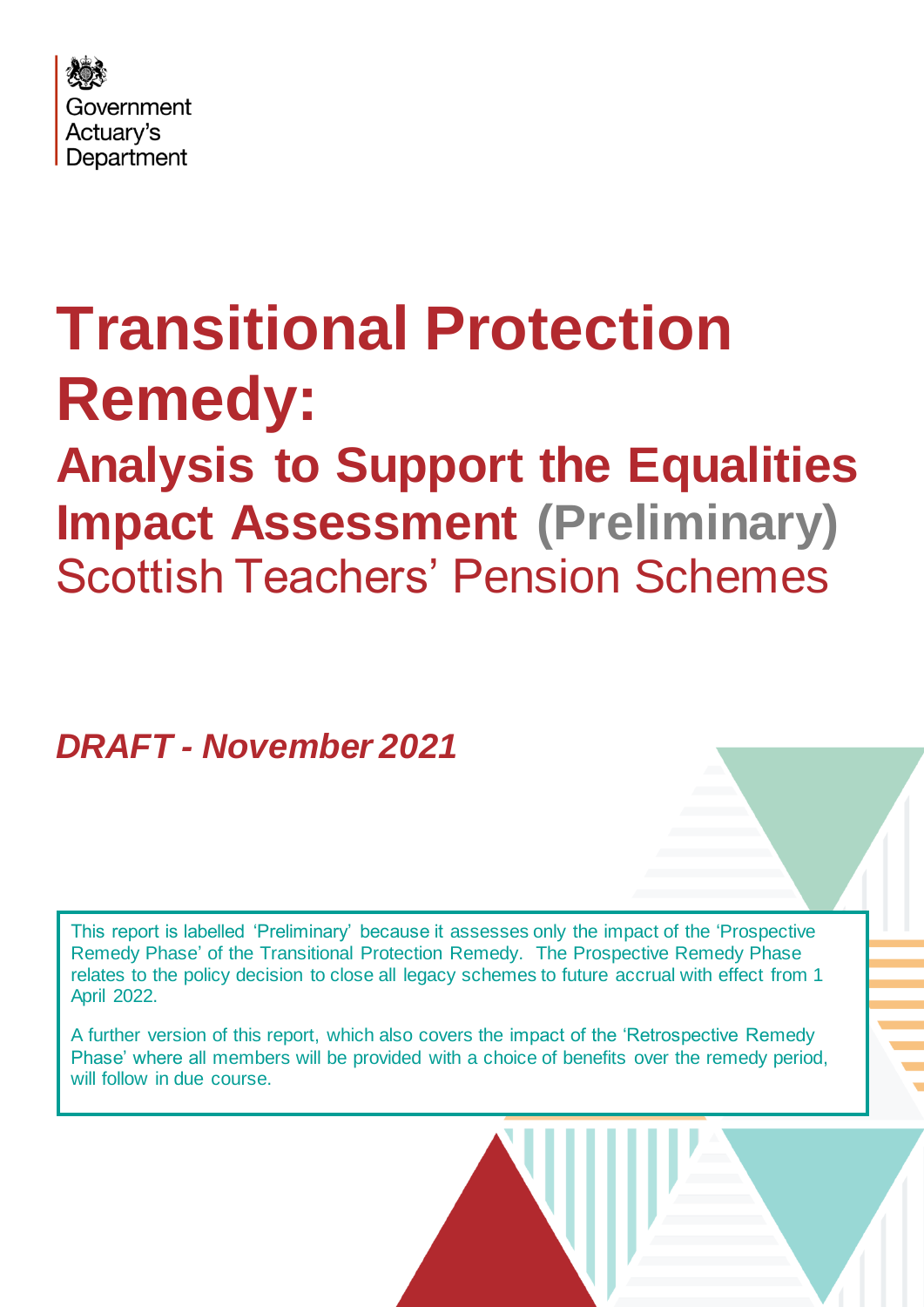Government Actuary's Department

# Transitional Protection Remedy:

## Analysis to Support the Equalities Impact Assessment (Preliminary)

## Scottish Teachers' Pension Schemes

***DRAFT - November 2021***

This report is labelled 'Preliminary' because it assesses only the impact of the 'Prospective Remedy Phase' of the Transitional Protection Remedy. The Prospective Remedy Phase relates to the policy decision to close all legacy schemes to future accrual with effect from 1 April 2022.

A further version of this report, which also covers the impact of the 'Retrospective Remedy Phase' where all members will be provided with a choice of benefits over the remedy period, will follow in due course.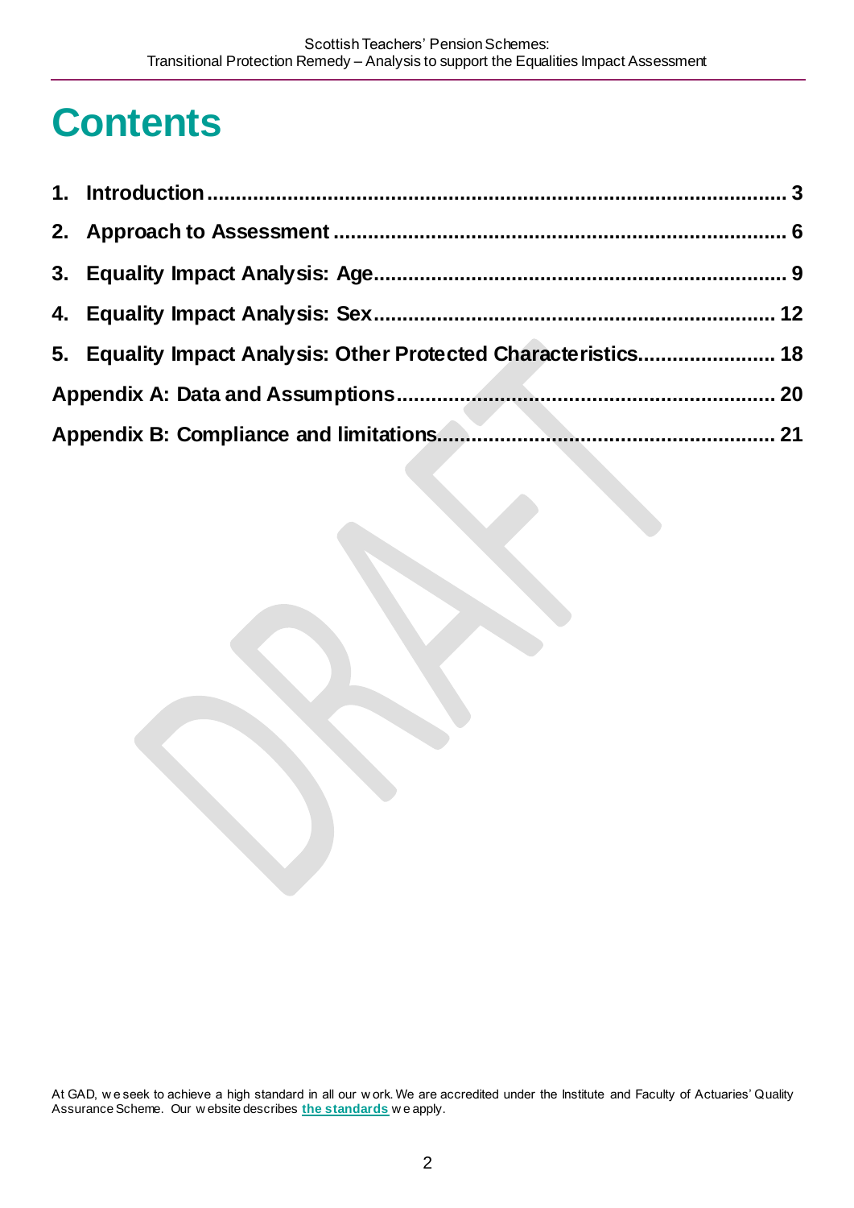# Contents

1. Introduction ........................................................................................ 3
2. Approach to Assessment ................................................................ 6
3. Equality Impact Analysis: Age ........................................................ 9
4. Equality Impact Analysis: Sex ........................................................ 12
5. Equality Impact Analysis: Other Protected Characteristics ........................ 18

Appendix A: Data and Assumptions ....................................................... 20

Appendix B: Compliance and limitations ................................................ 21

At GAD, we seek to achieve a high standard in all our work. We are accredited under the Institute and Faculty of Actuaries' Quality Assurance Scheme. Our website describes **the standards** we apply.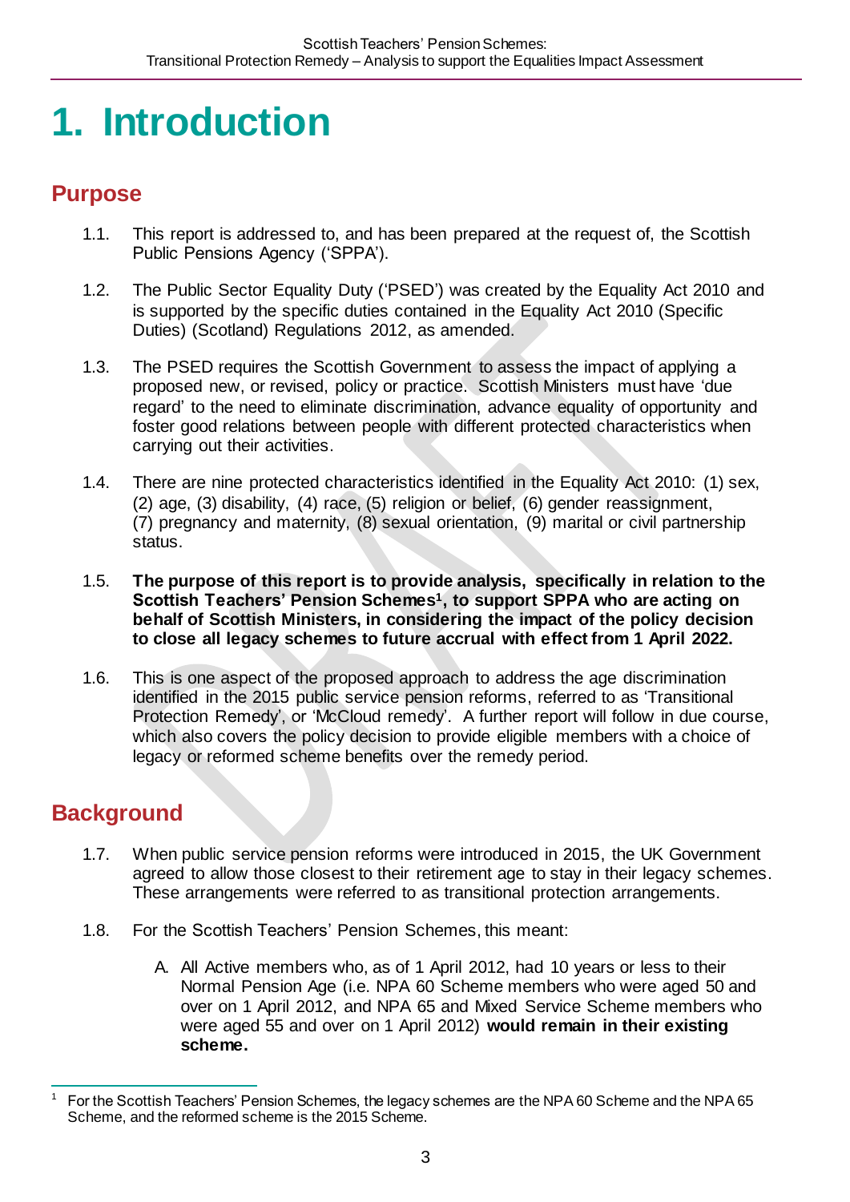# 1. Introduction

## Purpose

1.1. This report is addressed to, and has been prepared at the request of, the Scottish Public Pensions Agency ('SPPA').

1.2. The Public Sector Equality Duty ('PSED') was created by the Equality Act 2010 and is supported by the specific duties contained in the Equality Act 2010 (Specific Duties) (Scotland) Regulations 2012, as amended.

1.3. The PSED requires the Scottish Government to assess the impact of applying a proposed new, or revised, policy or practice. Scottish Ministers must have 'due regard' to the need to eliminate discrimination, advance equality of opportunity and foster good relations between people with different protected characteristics when carrying out their activities.

1.4. There are nine protected characteristics identified in the Equality Act 2010: (1) sex, (2) age, (3) disability, (4) race, (5) religion or belief, (6) gender reassignment, (7) pregnancy and maternity, (8) sexual orientation, (9) marital or civil partnership status.

1.5. **The purpose of this report is to provide analysis, specifically in relation to the Scottish Teachers' Pension Schemes[1], to support SPPA who are acting on behalf of Scottish Ministers, in considering the impact of the policy decision to close all legacy schemes to future accrual with effect from 1 April 2022.**

1.6. This is one aspect of the proposed approach to address the age discrimination identified in the 2015 public service pension reforms, referred to as 'Transitional Protection Remedy', or 'McCloud remedy'. A further report will follow in due course, which also covers the policy decision to provide eligible members with a choice of legacy or reformed scheme benefits over the remedy period.

## Background

1.7. When public service pension reforms were introduced in 2015, the UK Government agreed to allow those closest to their retirement age to stay in their legacy schemes. These arrangements were referred to as transitional protection arrangements.

1.8. For the Scottish Teachers' Pension Schemes, this meant:

A. All Active members who, as of 1 April 2012, had 10 years or less to their Normal Pension Age (i.e. NPA 60 Scheme members who were aged 50 and over on 1 April 2012, and NPA 65 and Mixed Service Scheme members who were aged 55 and over on 1 April 2012) **would remain in their existing scheme.**

---

[1] For the Scottish Teachers' Pension Schemes, the legacy schemes are the NPA 60 Scheme and the NPA 65 Scheme, and the reformed scheme is the 2015 Scheme.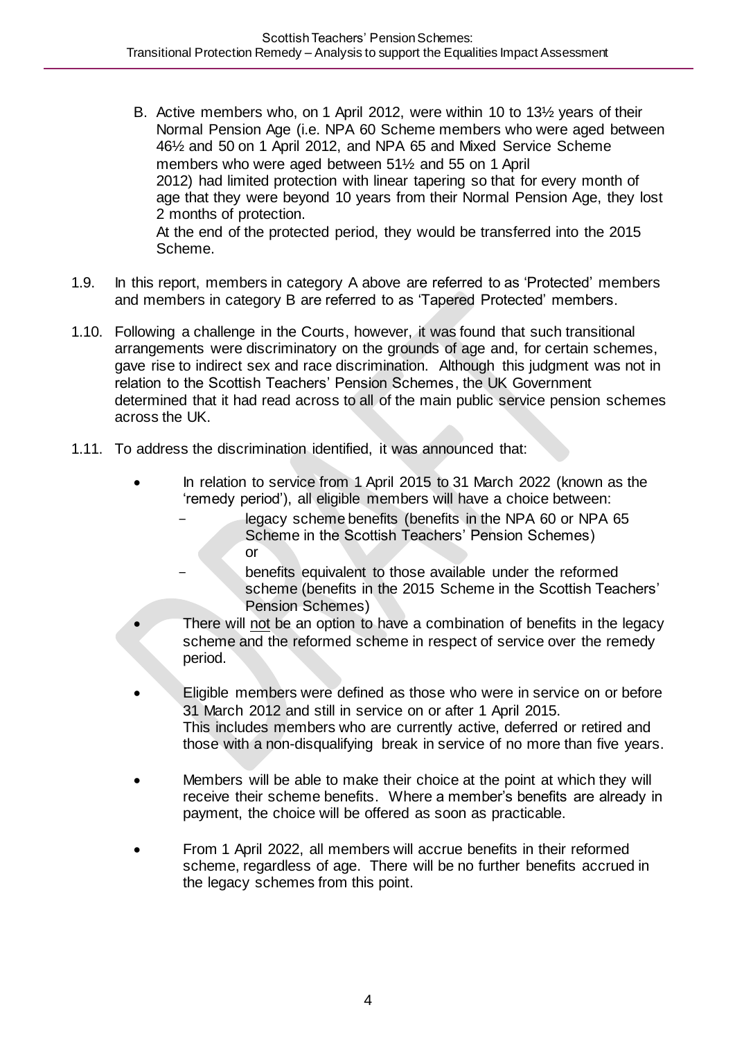B. Active members who, on 1 April 2012, were within 10 to 13½ years of their Normal Pension Age (i.e. NPA 60 Scheme members who were aged between 46½ and 50 on 1 April 2012, and NPA 65 and Mixed Service Scheme members who were aged between 51½ and 55 on 1 April 2012) had limited protection with linear tapering so that for every month of age that they were beyond 10 years from their Normal Pension Age, they lost 2 months of protection.
At the end of the protected period, they would be transferred into the 2015 Scheme.

1.9. In this report, members in category A above are referred to as 'Protected' members and members in category B are referred to as 'Tapered Protected' members.

1.10. Following a challenge in the Courts, however, it was found that such transitional arrangements were discriminatory on the grounds of age and, for certain schemes, gave rise to indirect sex and race discrimination. Although this judgment was not in relation to the Scottish Teachers' Pension Schemes, the UK Government determined that it had read across to all of the main public service pension schemes across the UK.

1.11. To address the discrimination identified, it was announced that:

- In relation to service from 1 April 2015 to 31 March 2022 (known as the 'remedy period'), all eligible members will have a choice between:
  - legacy scheme benefits (benefits in the NPA 60 or NPA 65 Scheme in the Scottish Teachers' Pension Schemes)
    or
  - benefits equivalent to those available under the reformed scheme (benefits in the 2015 Scheme in the Scottish Teachers' Pension Schemes)
- There will not be an option to have a combination of benefits in the legacy scheme and the reformed scheme in respect of service over the remedy period.
- Eligible members were defined as those who were in service on or before 31 March 2012 and still in service on or after 1 April 2015.
  This includes members who are currently active, deferred or retired and those with a non-disqualifying break in service of no more than five years.
- Members will be able to make their choice at the point at which they will receive their scheme benefits. Where a member's benefits are already in payment, the choice will be offered as soon as practicable.
- From 1 April 2022, all members will accrue benefits in their reformed scheme, regardless of age. There will be no further benefits accrued in the legacy schemes from this point.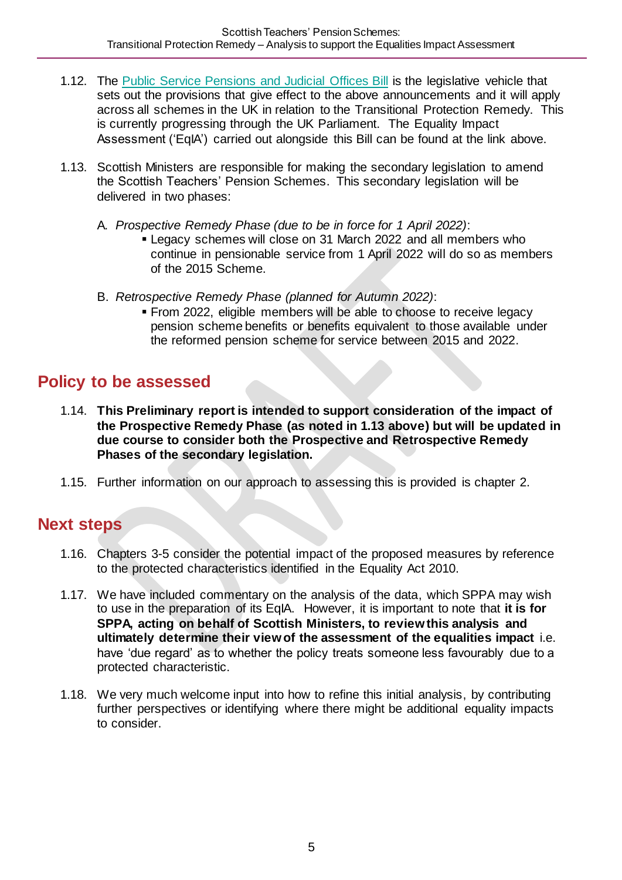1.12. The [Public Service Pensions and Judicial Offices Bill] is the legislative vehicle that sets out the provisions that give effect to the above announcements and it will apply across all schemes in the UK in relation to the Transitional Protection Remedy. This is currently progressing through the UK Parliament. The Equality Impact Assessment ('EqIA') carried out alongside this Bill can be found at the link above.

1.13. Scottish Ministers are responsible for making the secondary legislation to amend the Scottish Teachers' Pension Schemes. This secondary legislation will be delivered in two phases:

A. *Prospective Remedy Phase (due to be in force for 1 April 2022)*:
   - Legacy schemes will close on 31 March 2022 and all members who continue in pensionable service from 1 April 2022 will do so as members of the 2015 Scheme.

B. *Retrospective Remedy Phase (planned for Autumn 2022)*:
   - From 2022, eligible members will be able to choose to receive legacy pension scheme benefits or benefits equivalent to those available under the reformed pension scheme for service between 2015 and 2022.

## Policy to be assessed

1.14. **This Preliminary report is intended to support consideration of the impact of the Prospective Remedy Phase (as noted in 1.13 above) but will be updated in due course to consider both the Prospective and Retrospective Remedy Phases of the secondary legislation.**

1.15. Further information on our approach to assessing this is provided is chapter 2.

## Next steps

1.16. Chapters 3-5 consider the potential impact of the proposed measures by reference to the protected characteristics identified in the Equality Act 2010.

1.17. We have included commentary on the analysis of the data, which SPPA may wish to use in the preparation of its EqIA. However, it is important to note that **it is for SPPA, acting on behalf of Scottish Ministers, to review this analysis and ultimately determine their view of the assessment of the equalities impact** i.e. have 'due regard' as to whether the policy treats someone less favourably due to a protected characteristic.

1.18. We very much welcome input into how to refine this initial analysis, by contributing further perspectives or identifying where there might be additional equality impacts to consider.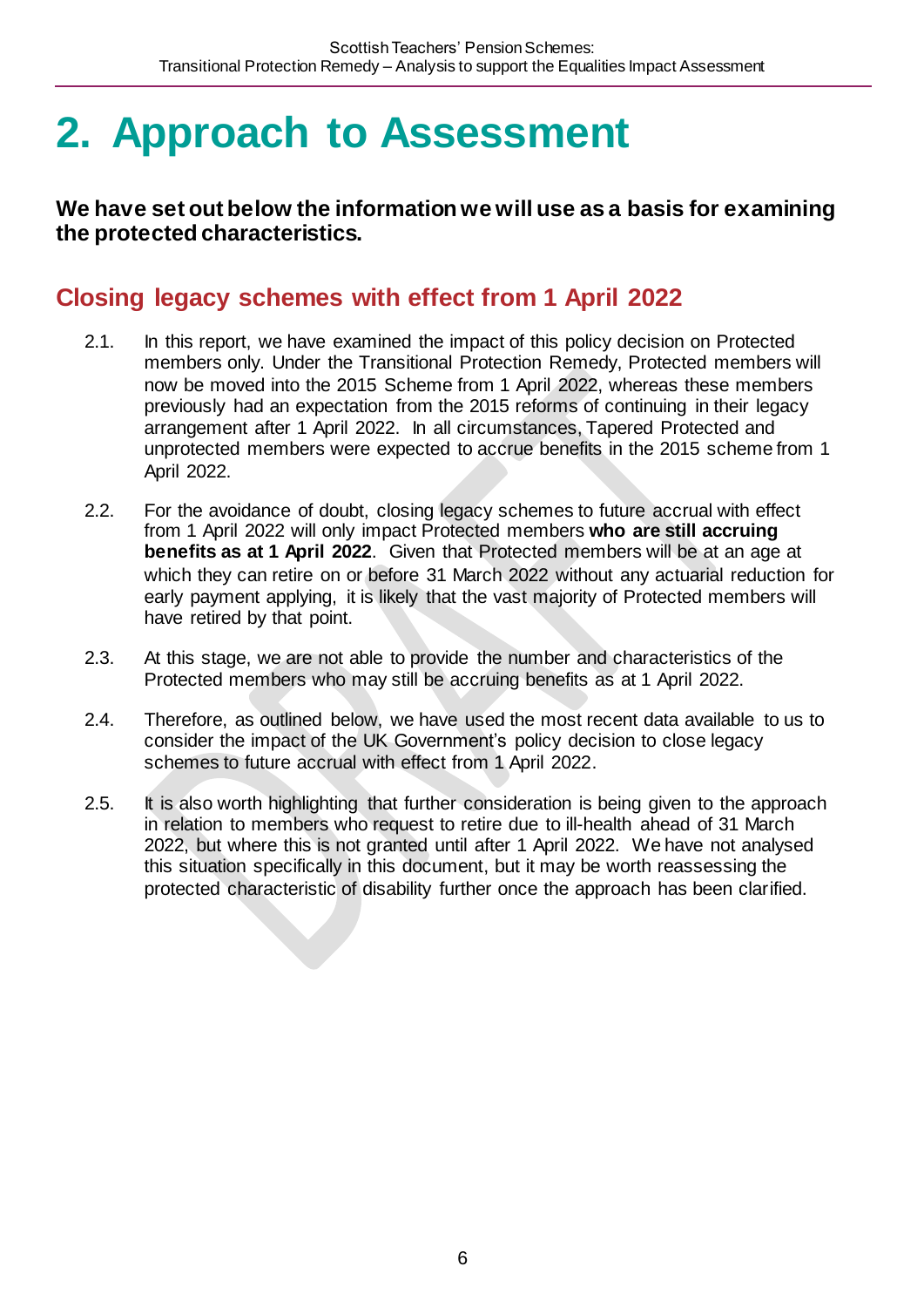# 2. Approach to Assessment

**We have set out below the information we will use as a basis for examining the protected characteristics.**

## Closing legacy schemes with effect from 1 April 2022

2.1. In this report, we have examined the impact of this policy decision on Protected members only. Under the Transitional Protection Remedy, Protected members will now be moved into the 2015 Scheme from 1 April 2022, whereas these members previously had an expectation from the 2015 reforms of continuing in their legacy arrangement after 1 April 2022. In all circumstances, Tapered Protected and unprotected members were expected to accrue benefits in the 2015 scheme from 1 April 2022.

2.2. For the avoidance of doubt, closing legacy schemes to future accrual with effect from 1 April 2022 will only impact Protected members **who are still accruing benefits as at 1 April 2022**. Given that Protected members will be at an age at which they can retire on or before 31 March 2022 without any actuarial reduction for early payment applying, it is likely that the vast majority of Protected members will have retired by that point.

2.3. At this stage, we are not able to provide the number and characteristics of the Protected members who may still be accruing benefits as at 1 April 2022.

2.4. Therefore, as outlined below, we have used the most recent data available to us to consider the impact of the UK Government's policy decision to close legacy schemes to future accrual with effect from 1 April 2022.

2.5. It is also worth highlighting that further consideration is being given to the approach in relation to members who request to retire due to ill-health ahead of 31 March 2022, but where this is not granted until after 1 April 2022. We have not analysed this situation specifically in this document, but it may be worth reassessing the protected characteristic of disability further once the approach has been clarified.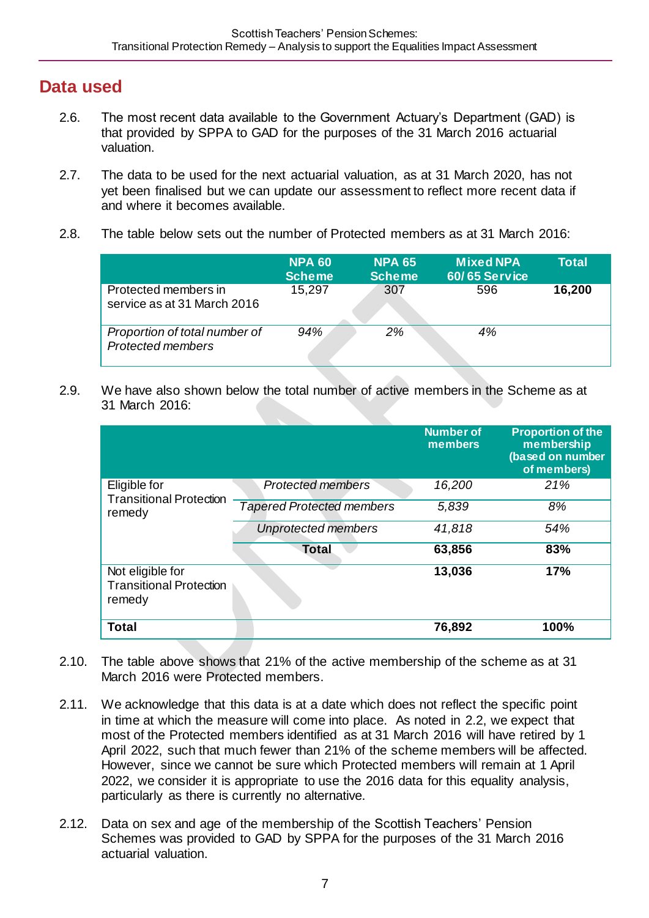## Data used

2.6. The most recent data available to the Government Actuary's Department (GAD) is that provided by SPPA to GAD for the purposes of the 31 March 2016 actuarial valuation.

2.7. The data to be used for the next actuarial valuation, as at 31 March 2020, has not yet been finalised but we can update our assessment to reflect more recent data if and where it becomes available.

2.8. The table below sets out the number of Protected members as at 31 March 2016:

| | NPA 60 Scheme | NPA 65 Scheme | Mixed NPA 60/65 Service | Total |
|---|---|---|---|---|
| Protected members in service as at 31 March 2016 | 15,297 | 307 | 596 | **16,200** |
| *Proportion of total number of Protected members* | *94%* | *2%* | *4%* | |

2.9. We have also shown below the total number of active members in the Scheme as at 31 March 2016:

| | | Number of members | Proportion of the membership (based on number of members) |
|---|---|---|---|
| Eligible for Transitional Protection remedy | *Protected members* | *16,200* | *21%* |
| | *Tapered Protected members* | *5,839* | *8%* |
| | *Unprotected members* | *41,818* | *54%* |
| | **Total** | **63,856** | **83%** |
| Not eligible for Transitional Protection remedy | | **13,036** | **17%** |
| **Total** | | **76,892** | **100%** |

2.10. The table above shows that 21% of the active membership of the scheme as at 31 March 2016 were Protected members.

2.11. We acknowledge that this data is at a date which does not reflect the specific point in time at which the measure will come into place. As noted in 2.2, we expect that most of the Protected members identified as at 31 March 2016 will have retired by 1 April 2022, such that much fewer than 21% of the scheme members will be affected. However, since we cannot be sure which Protected members will remain at 1 April 2022, we consider it is appropriate to use the 2016 data for this equality analysis, particularly as there is currently no alternative.

2.12. Data on sex and age of the membership of the Scottish Teachers' Pension Schemes was provided to GAD by SPPA for the purposes of the 31 March 2016 actuarial valuation.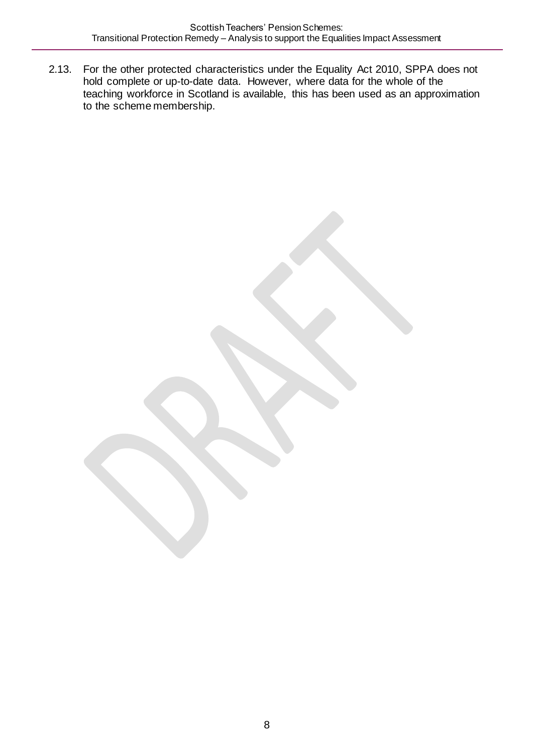2.13. For the other protected characteristics under the Equality Act 2010, SPPA does not hold complete or up-to-date data. However, where data for the whole of the teaching workforce in Scotland is available, this has been used as an approximation to the scheme membership.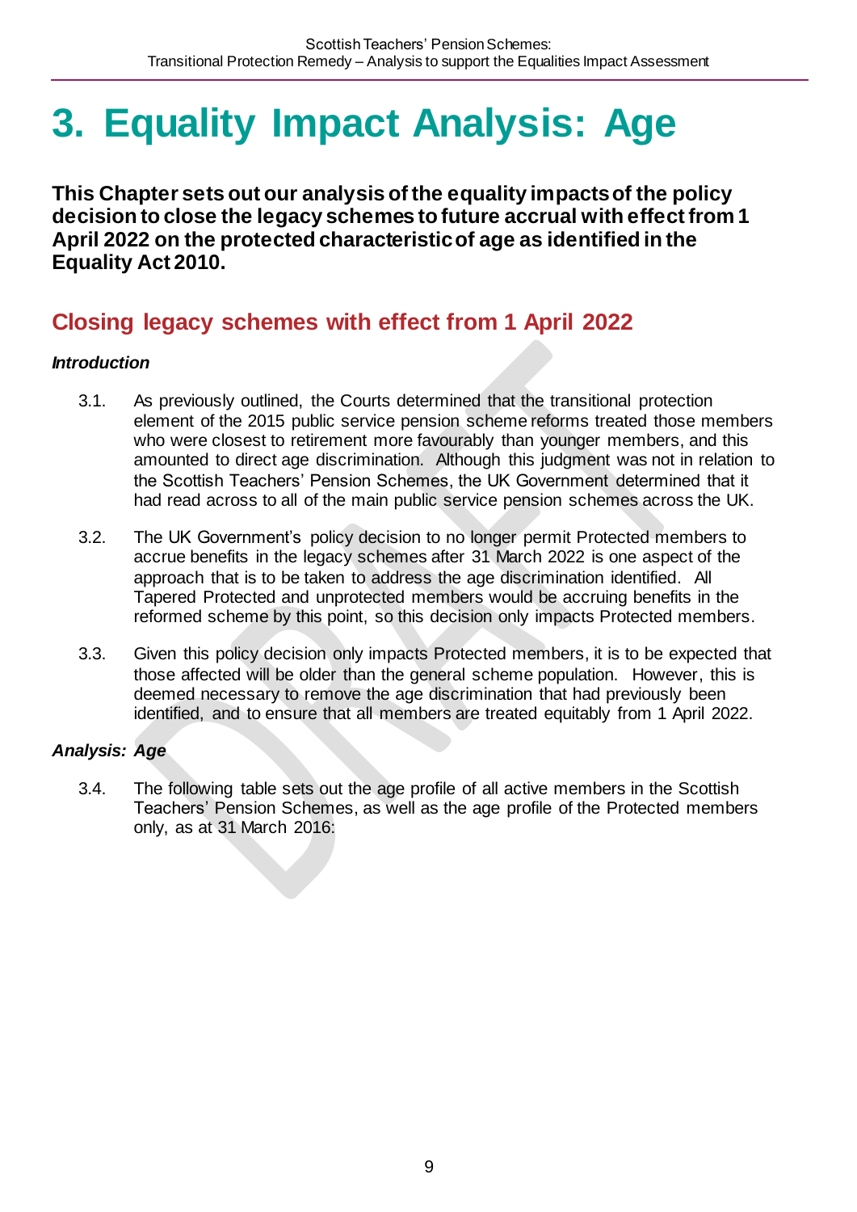# 3. Equality Impact Analysis: Age

**This Chapter sets out our analysis of the equality impacts of the policy decision to close the legacy schemes to future accrual with effect from 1 April 2022 on the protected characteristic of age as identified in the Equality Act 2010.**

## Closing legacy schemes with effect from 1 April 2022

***Introduction***

3.1. As previously outlined, the Courts determined that the transitional protection element of the 2015 public service pension scheme reforms treated those members who were closest to retirement more favourably than younger members, and this amounted to direct age discrimination. Although this judgment was not in relation to the Scottish Teachers' Pension Schemes, the UK Government determined that it had read across to all of the main public service pension schemes across the UK.

3.2. The UK Government's policy decision to no longer permit Protected members to accrue benefits in the legacy schemes after 31 March 2022 is one aspect of the approach that is to be taken to address the age discrimination identified. All Tapered Protected and unprotected members would be accruing benefits in the reformed scheme by this point, so this decision only impacts Protected members.

3.3. Given this policy decision only impacts Protected members, it is to be expected that those affected will be older than the general scheme population. However, this is deemed necessary to remove the age discrimination that had previously been identified, and to ensure that all members are treated equitably from 1 April 2022.

***Analysis: Age***

3.4. The following table sets out the age profile of all active members in the Scottish Teachers' Pension Schemes, as well as the age profile of the Protected members only, as at 31 March 2016: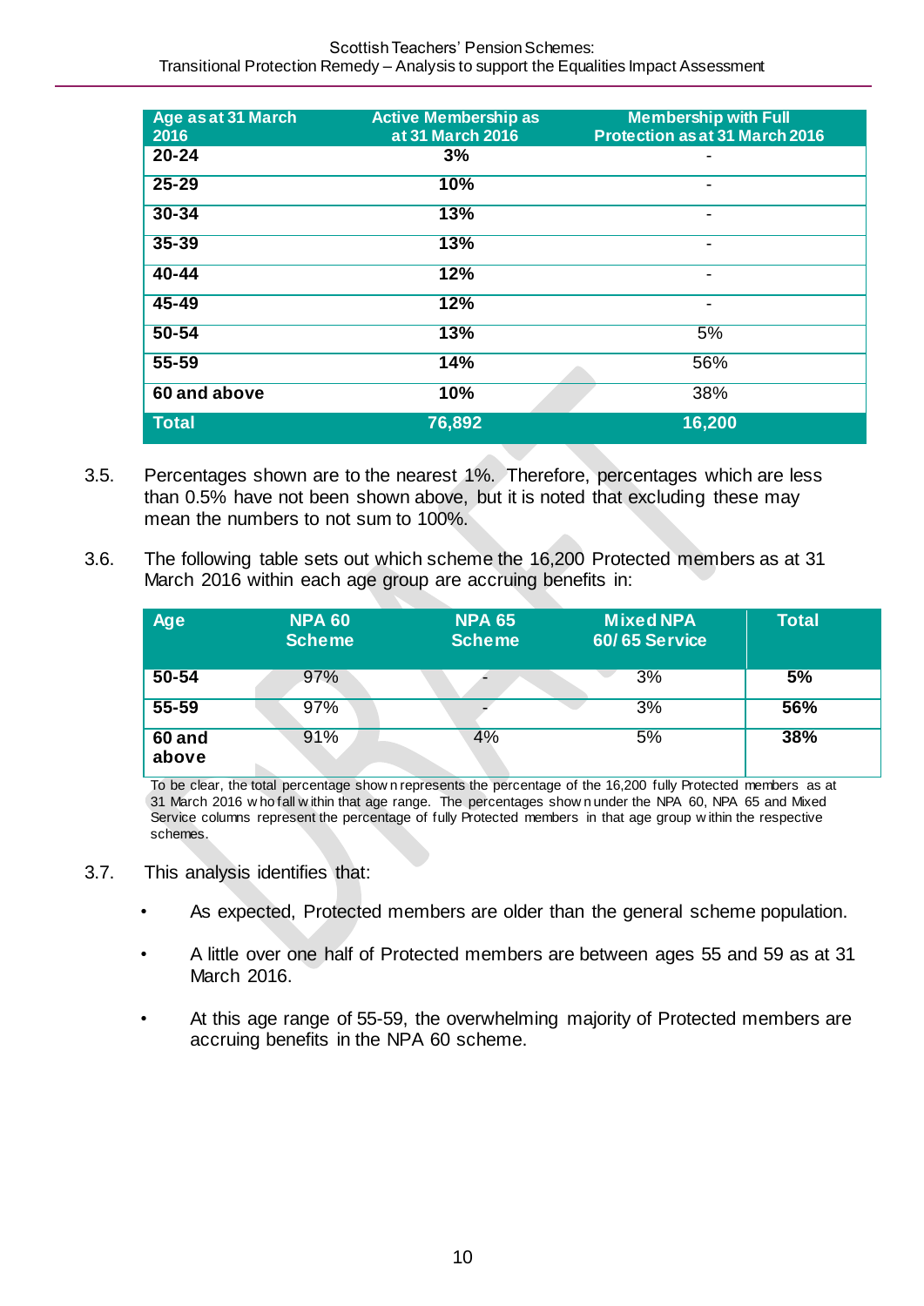| Age as at 31 March 2016 | Active Membership as at 31 March 2016 | Membership with Full Protection as at 31 March 2016 |
|---|---|---|
| **20-24** | **3%** | - |
| **25-29** | **10%** | - |
| **30-34** | **13%** | - |
| **35-39** | **13%** | - |
| **40-44** | **12%** | - |
| **45-49** | **12%** | - |
| **50-54** | **13%** | 5% |
| **55-59** | **14%** | 56% |
| **60 and above** | **10%** | 38% |
| **Total** | **76,892** | **16,200** |

3.5. Percentages shown are to the nearest 1%. Therefore, percentages which are less than 0.5% have not been shown above, but it is noted that excluding these may mean the numbers to not sum to 100%.

3.6. The following table sets out which scheme the 16,200 Protected members as at 31 March 2016 within each age group are accruing benefits in:

| Age | NPA 60 Scheme | NPA 65 Scheme | Mixed NPA 60/65 Service | Total |
|---|---|---|---|---|
| **50-54** | 97% | - | 3% | **5%** |
| **55-59** | 97% | - | 3% | **56%** |
| **60 and above** | 91% | 4% | 5% | **38%** |

To be clear, the total percentage shown represents the percentage of the 16,200 fully Protected members as at 31 March 2016 who fall within that age range. The percentages shown under the NPA 60, NPA 65 and Mixed Service columns represent the percentage of fully Protected members in that age group within the respective schemes.

3.7. This analysis identifies that:

- As expected, Protected members are older than the general scheme population.
- A little over one half of Protected members are between ages 55 and 59 as at 31 March 2016.
- At this age range of 55-59, the overwhelming majority of Protected members are accruing benefits in the NPA 60 scheme.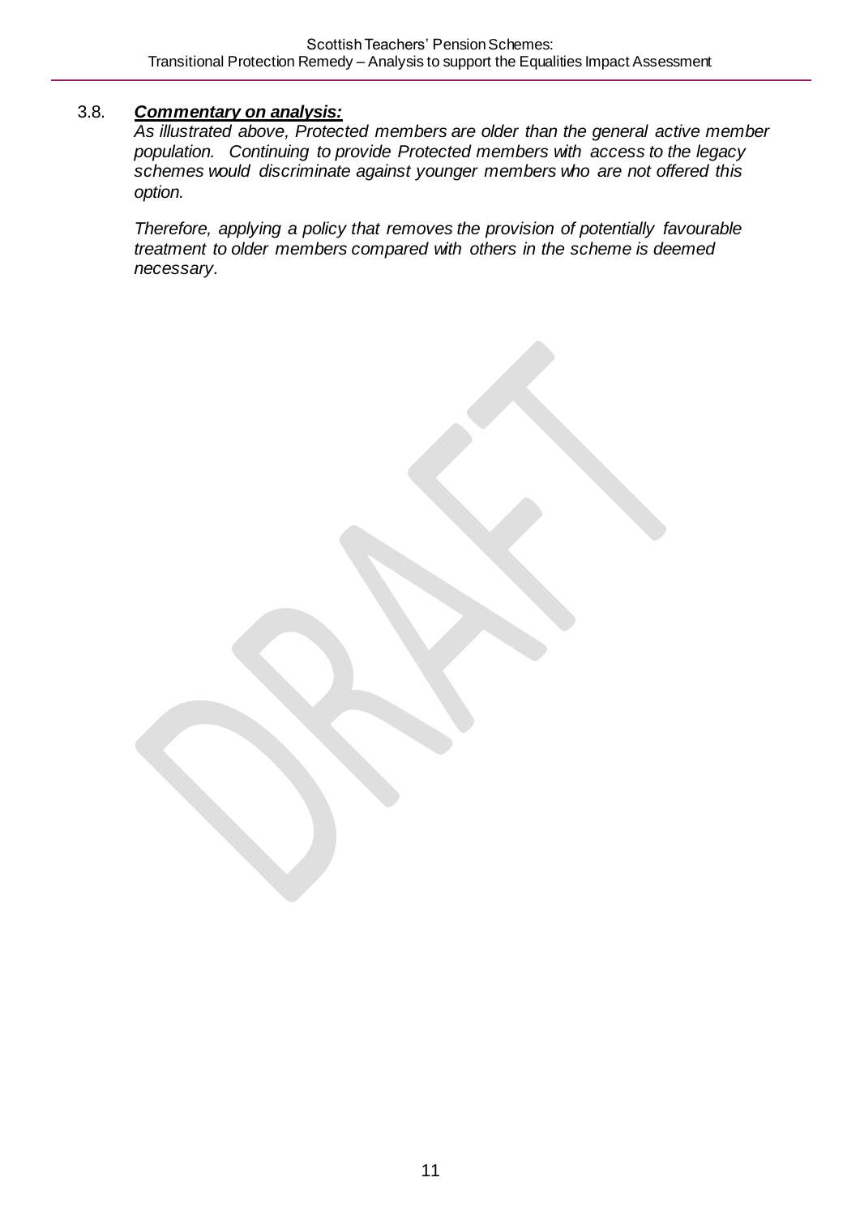3.8. ***Commentary on analysis:***

*As illustrated above, Protected members are older than the general active member population. Continuing to provide Protected members with access to the legacy schemes would discriminate against younger members who are not offered this option.*

*Therefore, applying a policy that removes the provision of potentially favourable treatment to older members compared with others in the scheme is deemed necessary.*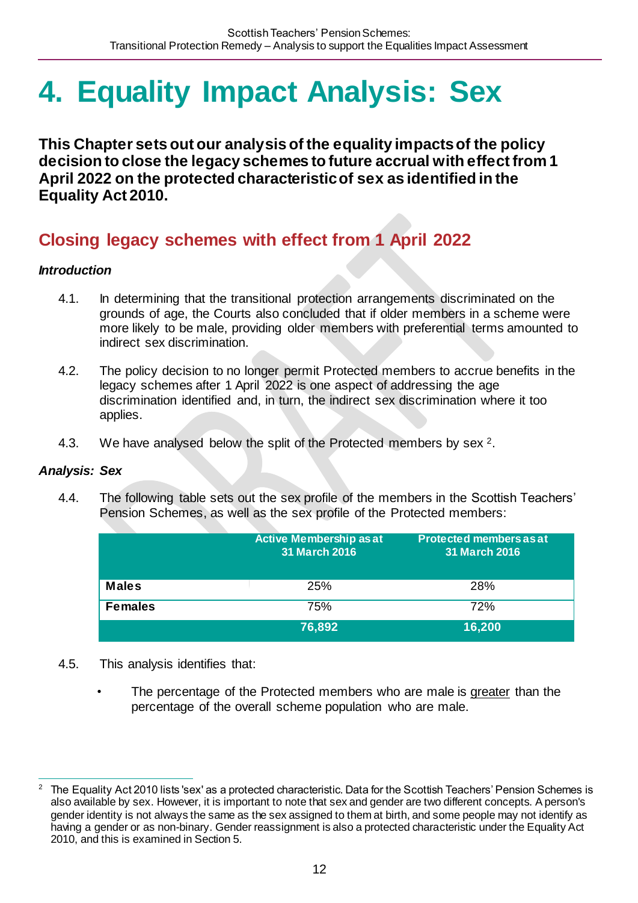# 4. Equality Impact Analysis: Sex

**This Chapter sets out our analysis of the equality impacts of the policy decision to close the legacy schemes to future accrual with effect from 1 April 2022 on the protected characteristic of sex as identified in the Equality Act 2010.**

## Closing legacy schemes with effect from 1 April 2022

### *Introduction*

4.1. In determining that the transitional protection arrangements discriminated on the grounds of age, the Courts also concluded that if older members in a scheme were more likely to be male, providing older members with preferential terms amounted to indirect sex discrimination.

4.2. The policy decision to no longer permit Protected members to accrue benefits in the legacy schemes after 1 April 2022 is one aspect of addressing the age discrimination identified and, in turn, the indirect sex discrimination where it too applies.

4.3. We have analysed below the split of the Protected members by sex [2].

### *Analysis: Sex*

4.4. The following table sets out the sex profile of the members in the Scottish Teachers' Pension Schemes, as well as the sex profile of the Protected members:

| | Active Membership as at 31 March 2016 | Protected members as at 31 March 2016 |
|---|---|---|
| **Males** | 25% | 28% |
| **Females** | 75% | 72% |
| | **76,892** | **16,200** |

4.5. This analysis identifies that:

- The percentage of the Protected members who are male is <u>greater</u> than the percentage of the overall scheme population who are male.

---

[2] The Equality Act 2010 lists 'sex' as a protected characteristic. Data for the Scottish Teachers' Pension Schemes is also available by sex. However, it is important to note that sex and gender are two different concepts. A person's gender identity is not always the same as the sex assigned to them at birth, and some people may not identify as having a gender or as non-binary. Gender reassignment is also a protected characteristic under the Equality Act 2010, and this is examined in Section 5.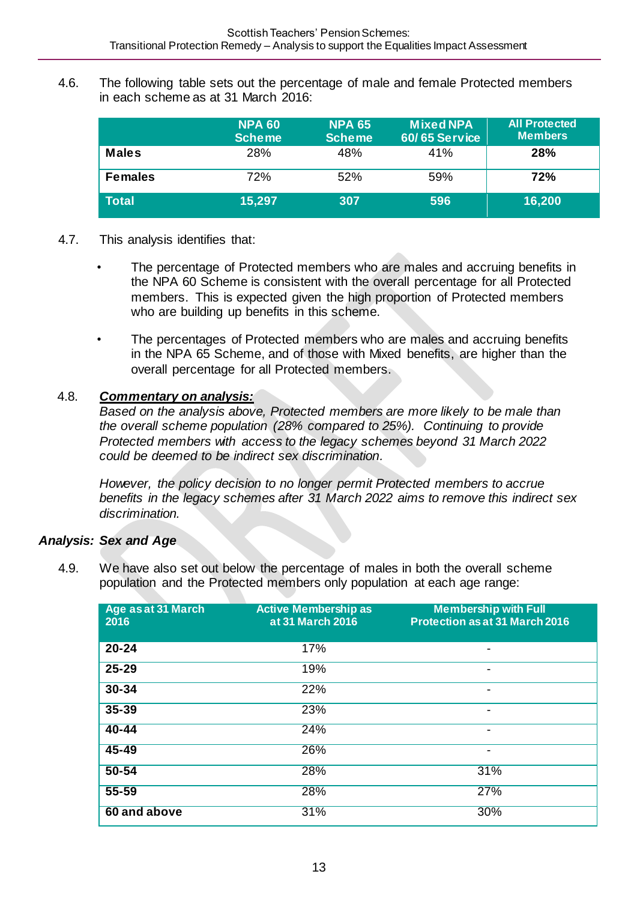4.6. The following table sets out the percentage of male and female Protected members in each scheme as at 31 March 2016:

| | NPA 60 Scheme | NPA 65 Scheme | Mixed NPA 60/65 Service | All Protected Members |
|---|---|---|---|---|
| **Males** | 28% | 48% | 41% | **28%** |
| **Females** | 72% | 52% | 59% | **72%** |
| **Total** | **15,297** | **307** | **596** | **16,200** |

4.7. This analysis identifies that:

- The percentage of Protected members who are males and accruing benefits in the NPA 60 Scheme is consistent with the overall percentage for all Protected members. This is expected given the high proportion of Protected members who are building up benefits in this scheme.

- The percentages of Protected members who are males and accruing benefits in the NPA 65 Scheme, and of those with Mixed benefits, are higher than the overall percentage for all Protected members.

4.8. ***Commentary on analysis:***
*Based on the analysis above, Protected members are more likely to be male than the overall scheme population (28% compared to 25%). Continuing to provide Protected members with access to the legacy schemes beyond 31 March 2022 could be deemed to be indirect sex discrimination.*

*However, the policy decision to no longer permit Protected members to accrue benefits in the legacy schemes after 31 March 2022 aims to remove this indirect sex discrimination.*

### *Analysis: Sex and Age*

4.9. We have also set out below the percentage of males in both the overall scheme population and the Protected members only population at each age range:

| Age as at 31 March 2016 | Active Membership as at 31 March 2016 | Membership with Full Protection as at 31 March 2016 |
|---|---|---|
| **20-24** | 17% | - |
| **25-29** | 19% | - |
| **30-34** | 22% | - |
| **35-39** | 23% | - |
| **40-44** | 24% | - |
| **45-49** | 26% | - |
| **50-54** | 28% | 31% |
| **55-59** | 28% | 27% |
| **60 and above** | 31% | 30% |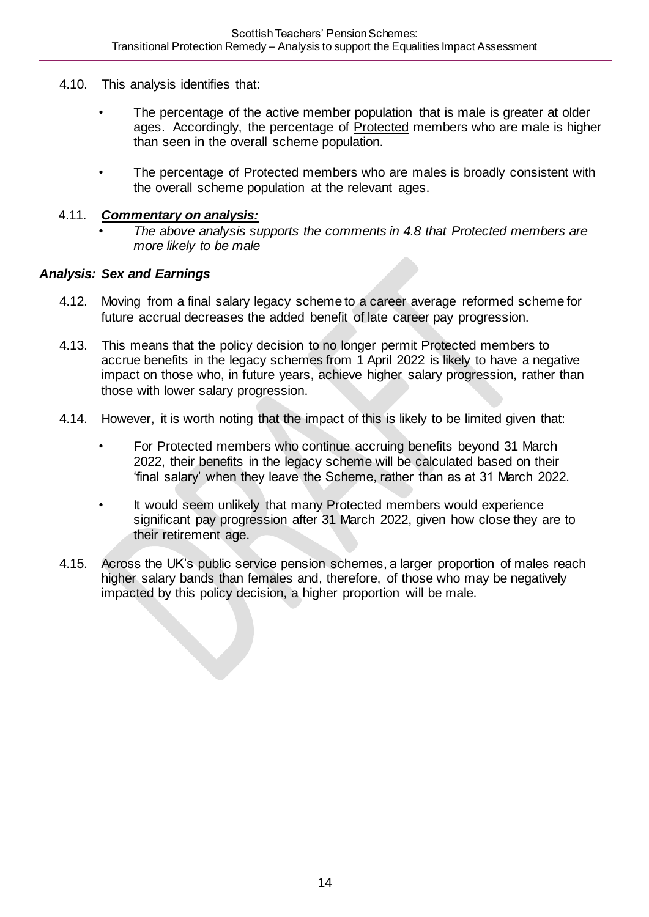4.10. This analysis identifies that:

- The percentage of the active member population that is male is greater at older ages. Accordingly, the percentage of Protected members who are male is higher than seen in the overall scheme population.
- The percentage of Protected members who are males is broadly consistent with the overall scheme population at the relevant ages.

4.11. ***Commentary on analysis:***

- *The above analysis supports the comments in 4.8 that Protected members are more likely to be male*

### *Analysis: Sex and Earnings*

4.12. Moving from a final salary legacy scheme to a career average reformed scheme for future accrual decreases the added benefit of late career pay progression.

4.13. This means that the policy decision to no longer permit Protected members to accrue benefits in the legacy schemes from 1 April 2022 is likely to have a negative impact on those who, in future years, achieve higher salary progression, rather than those with lower salary progression.

4.14. However, it is worth noting that the impact of this is likely to be limited given that:

- For Protected members who continue accruing benefits beyond 31 March 2022, their benefits in the legacy scheme will be calculated based on their 'final salary' when they leave the Scheme, rather than as at 31 March 2022.
- It would seem unlikely that many Protected members would experience significant pay progression after 31 March 2022, given how close they are to their retirement age.

4.15. Across the UK's public service pension schemes, a larger proportion of males reach higher salary bands than females and, therefore, of those who may be negatively impacted by this policy decision, a higher proportion will be male.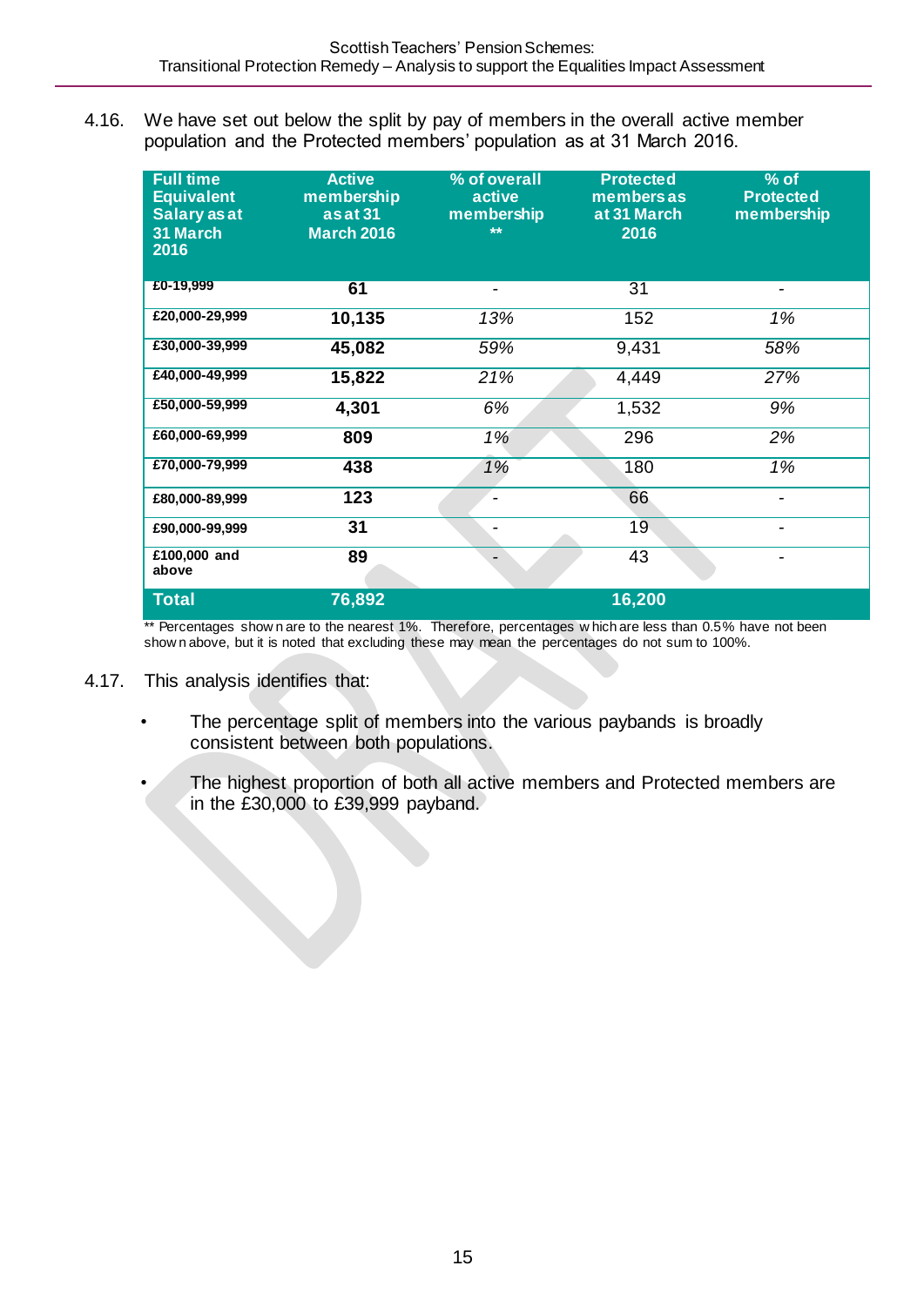4.16. We have set out below the split by pay of members in the overall active member population and the Protected members' population as at 31 March 2016.

| Full time Equivalent Salary as at 31 March 2016 | Active membership as at 31 March 2016 | % of overall active membership ** | Protected members as at 31 March 2016 | % of Protected membership |
|---|---|---|---|---|
| £0-19,999 | 61 | - | 31 | - |
| £20,000-29,999 | 10,135 | *13%* | 152 | *1%* |
| £30,000-39,999 | 45,082 | *59%* | 9,431 | *58%* |
| £40,000-49,999 | 15,822 | *21%* | 4,449 | *27%* |
| £50,000-59,999 | 4,301 | *6%* | 1,532 | *9%* |
| £60,000-69,999 | 809 | *1%* | 296 | *2%* |
| £70,000-79,999 | 438 | *1%* | 180 | *1%* |
| £80,000-89,999 | 123 | - | 66 | - |
| £90,000-99,999 | 31 | - | 19 | - |
| £100,000 and above | 89 | - | 43 | - |
| **Total** | **76,892** | | **16,200** | |

** Percentages shown are to the nearest 1%. Therefore, percentages which are less than 0.5% have not been shown above, but it is noted that excluding these may mean the percentages do not sum to 100%.

4.17. This analysis identifies that:

- The percentage split of members into the various paybands is broadly consistent between both populations.
- The highest proportion of both all active members and Protected members are in the £30,000 to £39,999 payband.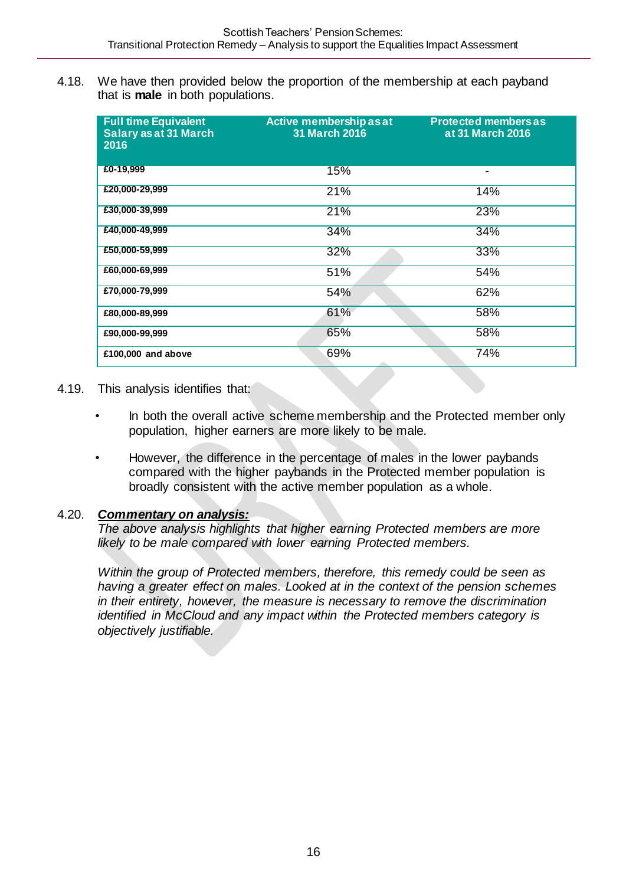4.18. We have then provided below the proportion of the membership at each payband that is **male** in both populations.

| Full time Equivalent Salary as at 31 March 2016 | Active membership as at 31 March 2016 | Protected members as at 31 March 2016 |
|---|---|---|
| £0-19,999 | 15% | - |
| £20,000-29,999 | 21% | 14% |
| £30,000-39,999 | 21% | 23% |
| £40,000-49,999 | 34% | 34% |
| £50,000-59,999 | 32% | 33% |
| £60,000-69,999 | 51% | 54% |
| £70,000-79,999 | 54% | 62% |
| £80,000-89,999 | 61% | 58% |
| £90,000-99,999 | 65% | 58% |
| £100,000 and above | 69% | 74% |

4.19. This analysis identifies that:

- In both the overall active scheme membership and the Protected member only population, higher earners are more likely to be male.
- However, the difference in the percentage of males in the lower paybands compared with the higher paybands in the Protected member population is broadly consistent with the active member population as a whole.

4.20. ***Commentary on analysis:***
*The above analysis highlights that higher earning Protected members are more likely to be male compared with lower earning Protected members.*

*Within the group of Protected members, therefore, this remedy could be seen as having a greater effect on males. Looked at in the context of the pension schemes in their entirety, however, the measure is necessary to remove the discrimination identified in McCloud and any impact within the Protected members category is objectively justifiable.*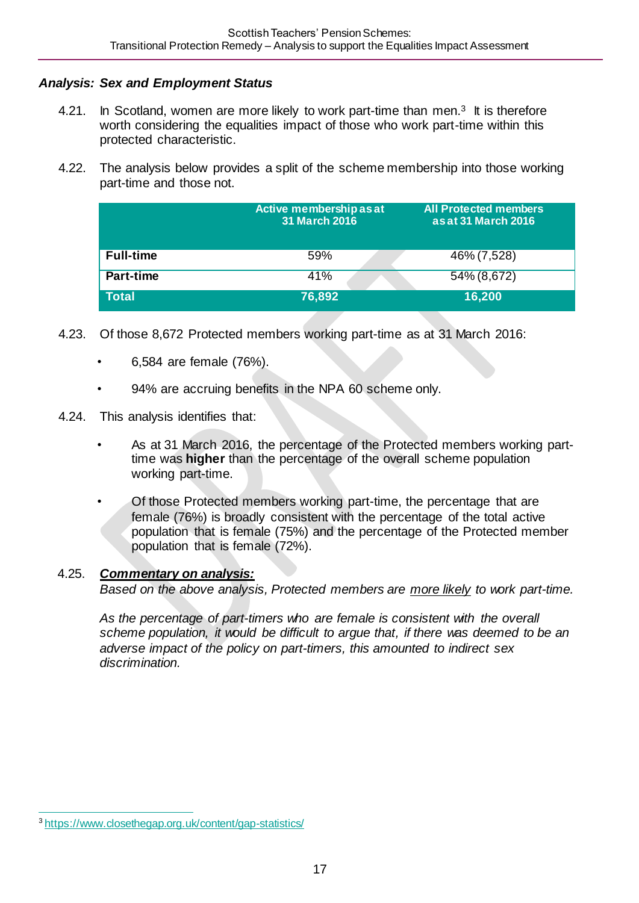### *Analysis: Sex and Employment Status*

4.21. In Scotland, women are more likely to work part-time than men.[3] It is therefore worth considering the equalities impact of those who work part-time within this protected characteristic.

4.22. The analysis below provides a split of the scheme membership into those working part-time and those not.

| | Active membership as at 31 March 2016 | All Protected members as at 31 March 2016 |
|---|---|---|
| **Full-time** | 59% | 46% (7,528) |
| **Part-time** | 41% | 54% (8,672) |
| **Total** | **76,892** | **16,200** |

4.23. Of those 8,672 Protected members working part-time as at 31 March 2016:

- 6,584 are female (76%).
- 94% are accruing benefits in the NPA 60 scheme only.

4.24. This analysis identifies that:

- As at 31 March 2016, the percentage of the Protected members working part-time was **higher** than the percentage of the overall scheme population working part-time.
- Of those Protected members working part-time, the percentage that are female (76%) is broadly consistent with the percentage of the total active population that is female (75%) and the percentage of the Protected member population that is female (72%).

4.25. ***<u>Commentary on analysis:</u>***
*Based on the above analysis, Protected members are <u>more likely</u> to work part-time.*

*As the percentage of part-timers who are female is consistent with the overall scheme population, it would be difficult to argue that, if there was deemed to be an adverse impact of the policy on part-timers, this amounted to indirect sex discrimination.*

[3] https://www.closethegap.org.uk/content/gap-statistics/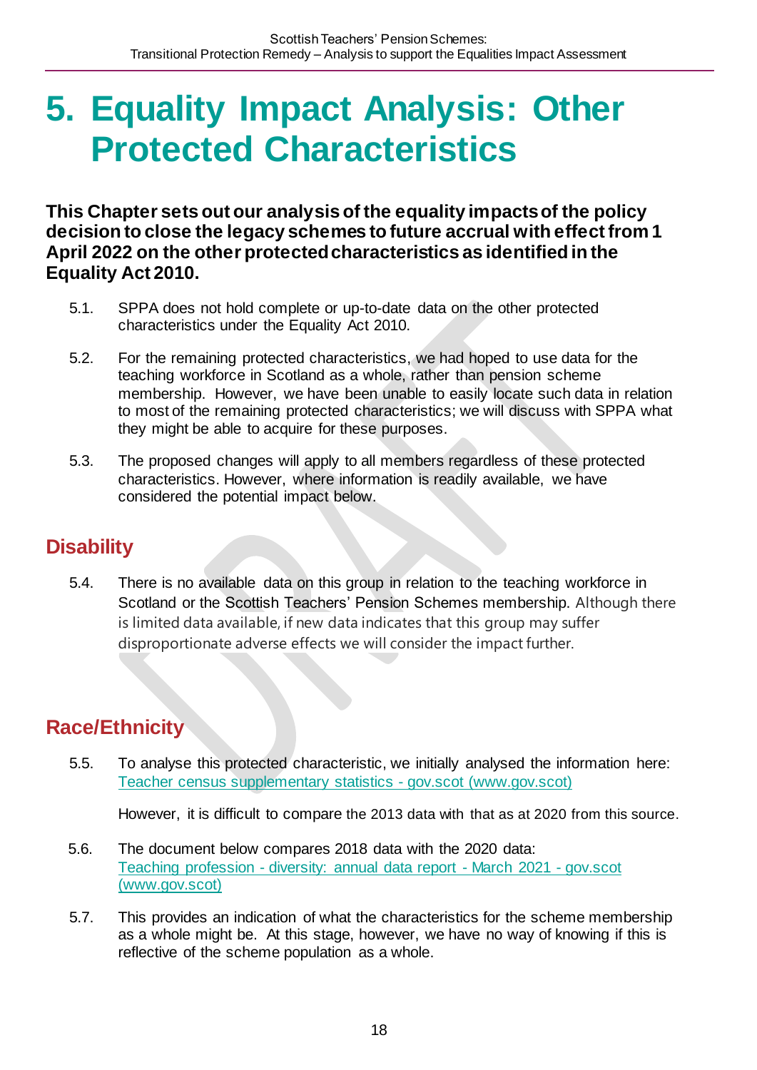# 5. Equality Impact Analysis: Other Protected Characteristics

**This Chapter sets out our analysis of the equality impacts of the policy decision to close the legacy schemes to future accrual with effect from 1 April 2022 on the other protected characteristics as identified in the Equality Act 2010.**

5.1. SPPA does not hold complete or up-to-date data on the other protected characteristics under the Equality Act 2010.

5.2. For the remaining protected characteristics, we had hoped to use data for the teaching workforce in Scotland as a whole, rather than pension scheme membership. However, we have been unable to easily locate such data in relation to most of the remaining protected characteristics; we will discuss with SPPA what they might be able to acquire for these purposes.

5.3. The proposed changes will apply to all members regardless of these protected characteristics. However, where information is readily available, we have considered the potential impact below.

## Disability

5.4. There is no available data on this group in relation to the teaching workforce in Scotland or the Scottish Teachers' Pension Schemes membership. Although there is limited data available, if new data indicates that this group may suffer disproportionate adverse effects we will consider the impact further.

## Race/Ethnicity

5.5. To analyse this protected characteristic, we initially analysed the information here: [Teacher census supplementary statistics - gov.scot (www.gov.scot)](http://www.gov.scot)

However, it is difficult to compare the 2013 data with that as at 2020 from this source.

5.6. The document below compares 2018 data with the 2020 data: [Teaching profession - diversity: annual data report - March 2021 - gov.scot (www.gov.scot)](http://www.gov.scot)

5.7. This provides an indication of what the characteristics for the scheme membership as a whole might be. At this stage, however, we have no way of knowing if this is reflective of the scheme population as a whole.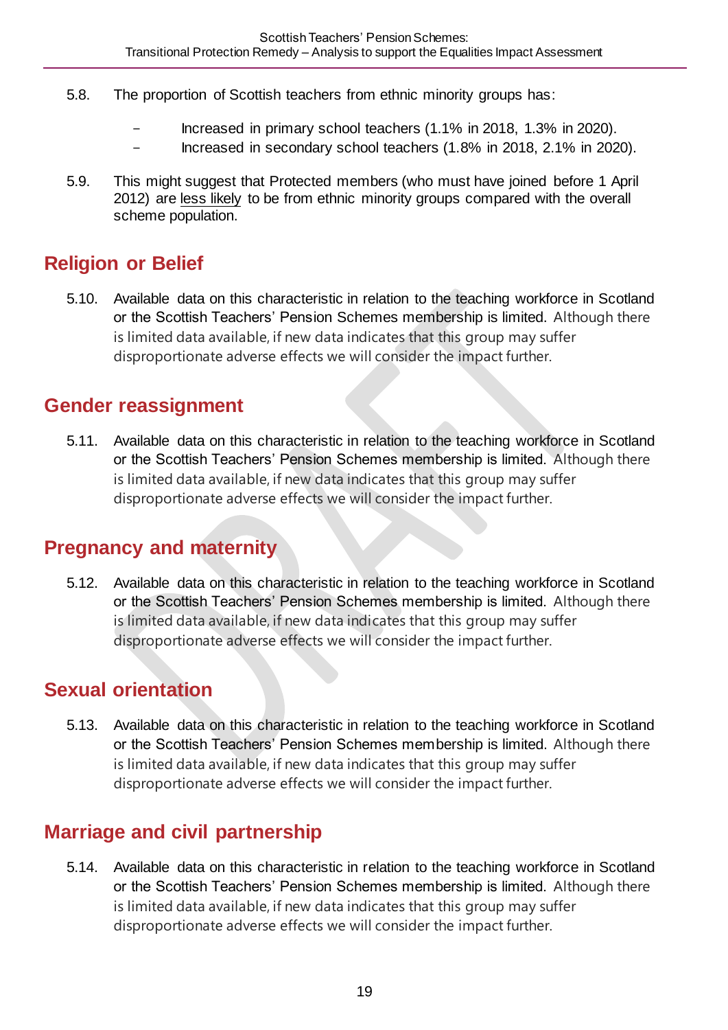5.8. The proportion of Scottish teachers from ethnic minority groups has:

- Increased in primary school teachers (1.1% in 2018, 1.3% in 2020).
- Increased in secondary school teachers (1.8% in 2018, 2.1% in 2020).

5.9. This might suggest that Protected members (who must have joined before 1 April 2012) are less likely to be from ethnic minority groups compared with the overall scheme population.

## Religion or Belief

5.10. Available data on this characteristic in relation to the teaching workforce in Scotland or the Scottish Teachers' Pension Schemes membership is limited. Although there is limited data available, if new data indicates that this group may suffer disproportionate adverse effects we will consider the impact further.

## Gender reassignment

5.11. Available data on this characteristic in relation to the teaching workforce in Scotland or the Scottish Teachers' Pension Schemes membership is limited. Although there is limited data available, if new data indicates that this group may suffer disproportionate adverse effects we will consider the impact further.

## Pregnancy and maternity

5.12. Available data on this characteristic in relation to the teaching workforce in Scotland or the Scottish Teachers' Pension Schemes membership is limited. Although there is limited data available, if new data indicates that this group may suffer disproportionate adverse effects we will consider the impact further.

## Sexual orientation

5.13. Available data on this characteristic in relation to the teaching workforce in Scotland or the Scottish Teachers' Pension Schemes membership is limited. Although there is limited data available, if new data indicates that this group may suffer disproportionate adverse effects we will consider the impact further.

## Marriage and civil partnership

5.14. Available data on this characteristic in relation to the teaching workforce in Scotland or the Scottish Teachers' Pension Schemes membership is limited. Although there is limited data available, if new data indicates that this group may suffer disproportionate adverse effects we will consider the impact further.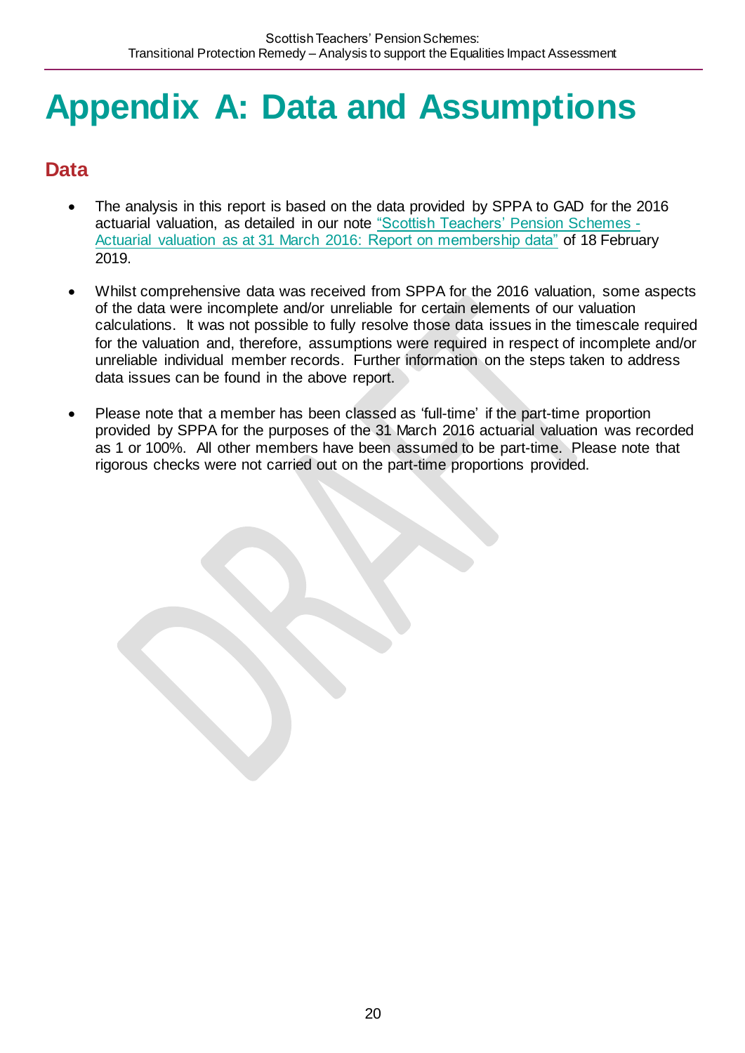# Appendix A: Data and Assumptions

## Data

- The analysis in this report is based on the data provided by SPPA to GAD for the 2016 actuarial valuation, as detailed in our note "Scottish Teachers' Pension Schemes - Actuarial valuation as at 31 March 2016: Report on membership data" of 18 February 2019.

- Whilst comprehensive data was received from SPPA for the 2016 valuation, some aspects of the data were incomplete and/or unreliable for certain elements of our valuation calculations. It was not possible to fully resolve those data issues in the timescale required for the valuation and, therefore, assumptions were required in respect of incomplete and/or unreliable individual member records. Further information on the steps taken to address data issues can be found in the above report.

- Please note that a member has been classed as 'full-time' if the part-time proportion provided by SPPA for the purposes of the 31 March 2016 actuarial valuation was recorded as 1 or 100%. All other members have been assumed to be part-time. Please note that rigorous checks were not carried out on the part-time proportions provided.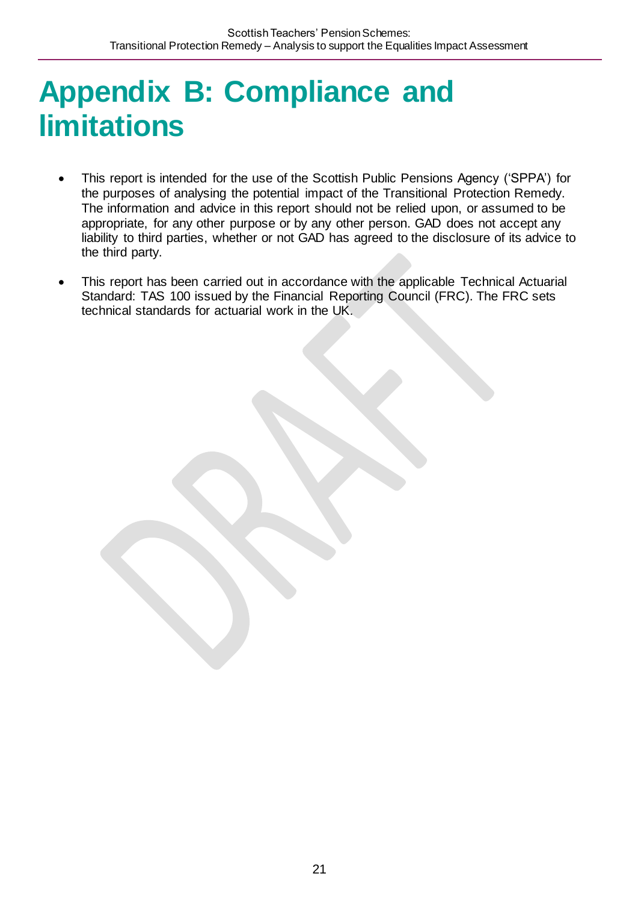# Appendix B: Compliance and limitations

- This report is intended for the use of the Scottish Public Pensions Agency ('SPPA') for the purposes of analysing the potential impact of the Transitional Protection Remedy. The information and advice in this report should not be relied upon, or assumed to be appropriate, for any other purpose or by any other person. GAD does not accept any liability to third parties, whether or not GAD has agreed to the disclosure of its advice to the third party.

- This report has been carried out in accordance with the applicable Technical Actuarial Standard: TAS 100 issued by the Financial Reporting Council (FRC). The FRC sets technical standards for actuarial work in the UK.